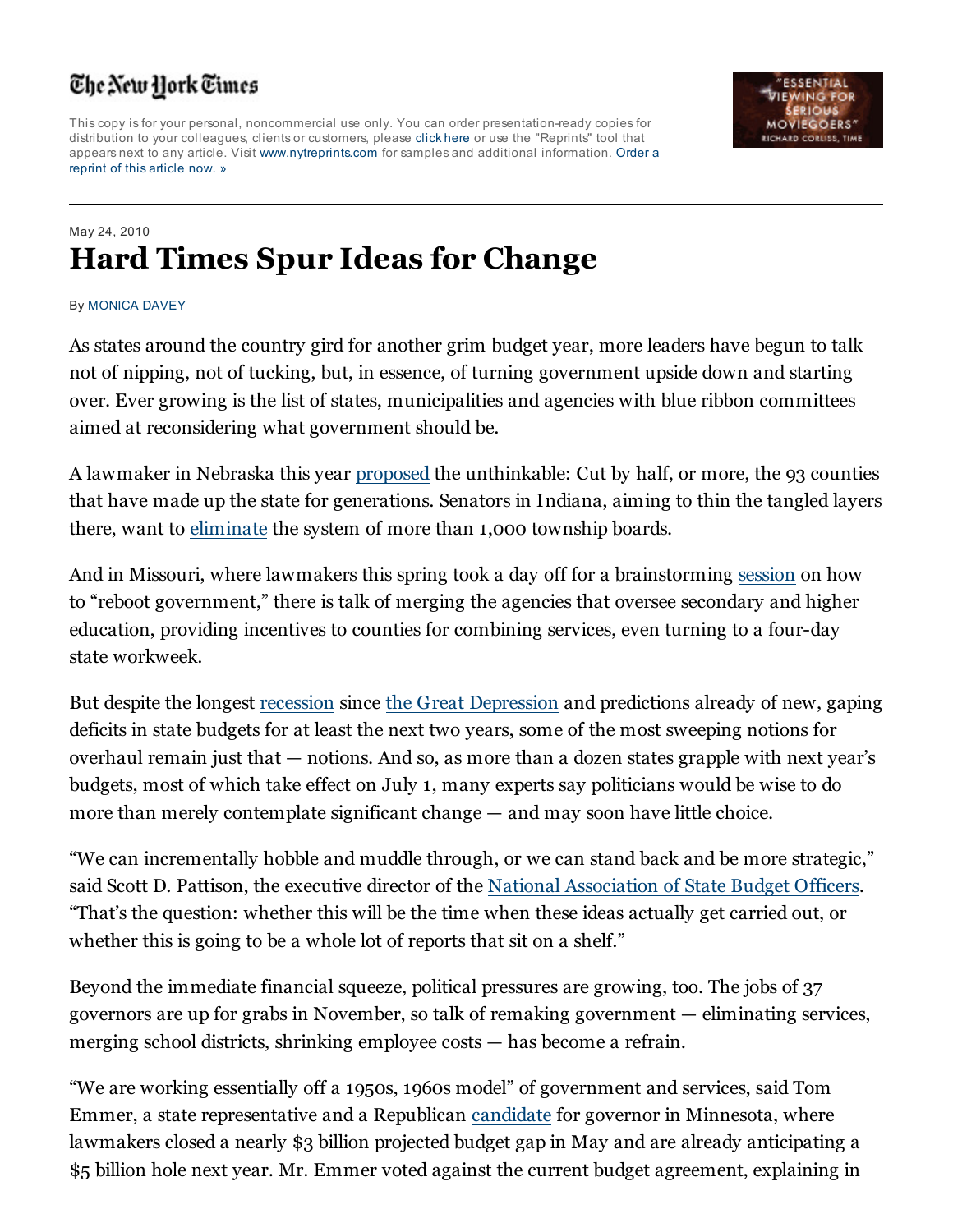The New York Times

This copy is for your personal, noncommercial use only. You can order presentation-ready copies for distribution to your colleagues, clients or customers, please click here or use the "Reprints" tool that appears next to any article. Visit www.nytreprints.com for samples and additional information. Order a reprint of this article now. »

"ESSENTIAL VIEWING FOR SERIOUS MOVIEGOERS" RICHARD CORLISS, TIME

---

May 24, 2010

# Hard Times Spur Ideas for Change

By MONICA DAVEY

As states around the country gird for another grim budget year, more leaders have begun to talk not of nipping, not of tucking, but, in essence, of turning government upside down and starting over. Ever growing is the list of states, municipalities and agencies with blue ribbon committees aimed at reconsidering what government should be.

A lawmaker in Nebraska this year proposed the unthinkable: Cut by half, or more, the 93 counties that have made up the state for generations. Senators in Indiana, aiming to thin the tangled layers there, want to eliminate the system of more than 1,000 township boards.

And in Missouri, where lawmakers this spring took a day off for a brainstorming session on how to "reboot government," there is talk of merging the agencies that oversee secondary and higher education, providing incentives to counties for combining services, even turning to a four-day state workweek.

But despite the longest recession since the Great Depression and predictions already of new, gaping deficits in state budgets for at least the next two years, some of the most sweeping notions for overhaul remain just that — notions. And so, as more than a dozen states grapple with next year's budgets, most of which take effect on July 1, many experts say politicians would be wise to do more than merely contemplate significant change — and may soon have little choice.

"We can incrementally hobble and muddle through, or we can stand back and be more strategic," said Scott D. Pattison, the executive director of the National Association of State Budget Officers. "That's the question: whether this will be the time when these ideas actually get carried out, or whether this is going to be a whole lot of reports that sit on a shelf."

Beyond the immediate financial squeeze, political pressures are growing, too. The jobs of 37 governors are up for grabs in November, so talk of remaking government — eliminating services, merging school districts, shrinking employee costs — has become a refrain.

"We are working essentially off a 1950s, 1960s model" of government and services, said Tom Emmer, a state representative and a Republican candidate for governor in Minnesota, where lawmakers closed a nearly $3 billion projected budget gap in May and are already anticipating a $5 billion hole next year. Mr. Emmer voted against the current budget agreement, explaining in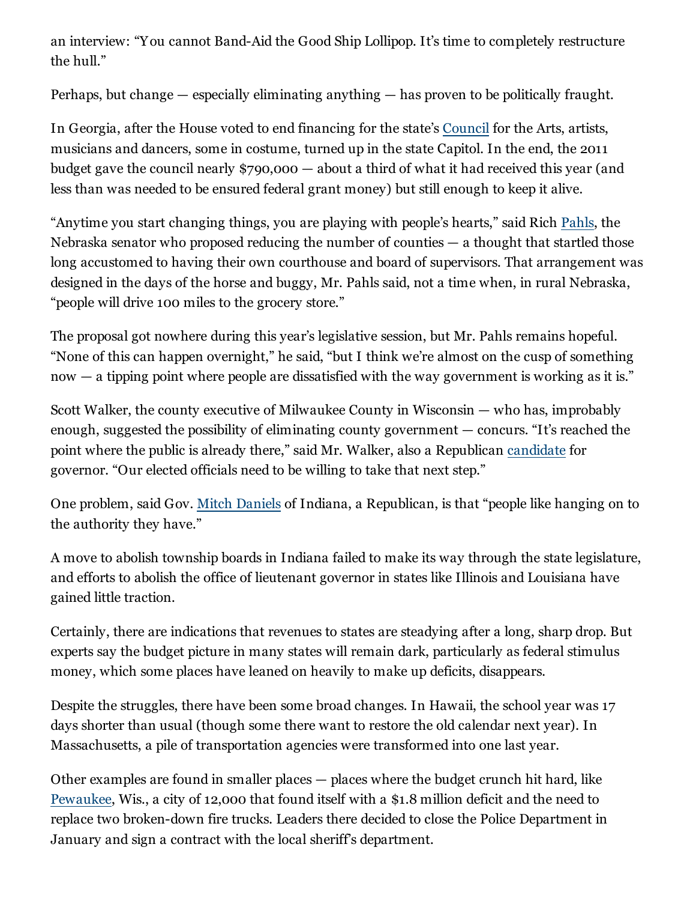an interview: "You cannot Band-Aid the Good Ship Lollipop. It's time to completely restructure the hull."

Perhaps, but change — especially eliminating anything — has proven to be politically fraught.

In Georgia, after the House voted to end financing for the state's Council for the Arts, artists, musicians and dancers, some in costume, turned up in the state Capitol. In the end, the 2011 budget gave the council nearly $790,000 — about a third of what it had received this year (and less than was needed to be ensured federal grant money) but still enough to keep it alive.

"Anytime you start changing things, you are playing with people's hearts," said Rich Pahls, the Nebraska senator who proposed reducing the number of counties — a thought that startled those long accustomed to having their own courthouse and board of supervisors. That arrangement was designed in the days of the horse and buggy, Mr. Pahls said, not a time when, in rural Nebraska, "people will drive 100 miles to the grocery store."

The proposal got nowhere during this year's legislative session, but Mr. Pahls remains hopeful. "None of this can happen overnight," he said, "but I think we're almost on the cusp of something now — a tipping point where people are dissatisfied with the way government is working as it is."

Scott Walker, the county executive of Milwaukee County in Wisconsin — who has, improbably enough, suggested the possibility of eliminating county government — concurs. "It's reached the point where the public is already there," said Mr. Walker, also a Republican candidate for governor. "Our elected officials need to be willing to take that next step."

One problem, said Gov. Mitch Daniels of Indiana, a Republican, is that "people like hanging on to the authority they have."

A move to abolish township boards in Indiana failed to make its way through the state legislature, and efforts to abolish the office of lieutenant governor in states like Illinois and Louisiana have gained little traction.

Certainly, there are indications that revenues to states are steadying after a long, sharp drop. But experts say the budget picture in many states will remain dark, particularly as federal stimulus money, which some places have leaned on heavily to make up deficits, disappears.

Despite the struggles, there have been some broad changes. In Hawaii, the school year was 17 days shorter than usual (though some there want to restore the old calendar next year). In Massachusetts, a pile of transportation agencies were transformed into one last year.

Other examples are found in smaller places — places where the budget crunch hit hard, like Pewaukee, Wis., a city of 12,000 that found itself with a $1.8 million deficit and the need to replace two broken-down fire trucks. Leaders there decided to close the Police Department in January and sign a contract with the local sheriff's department.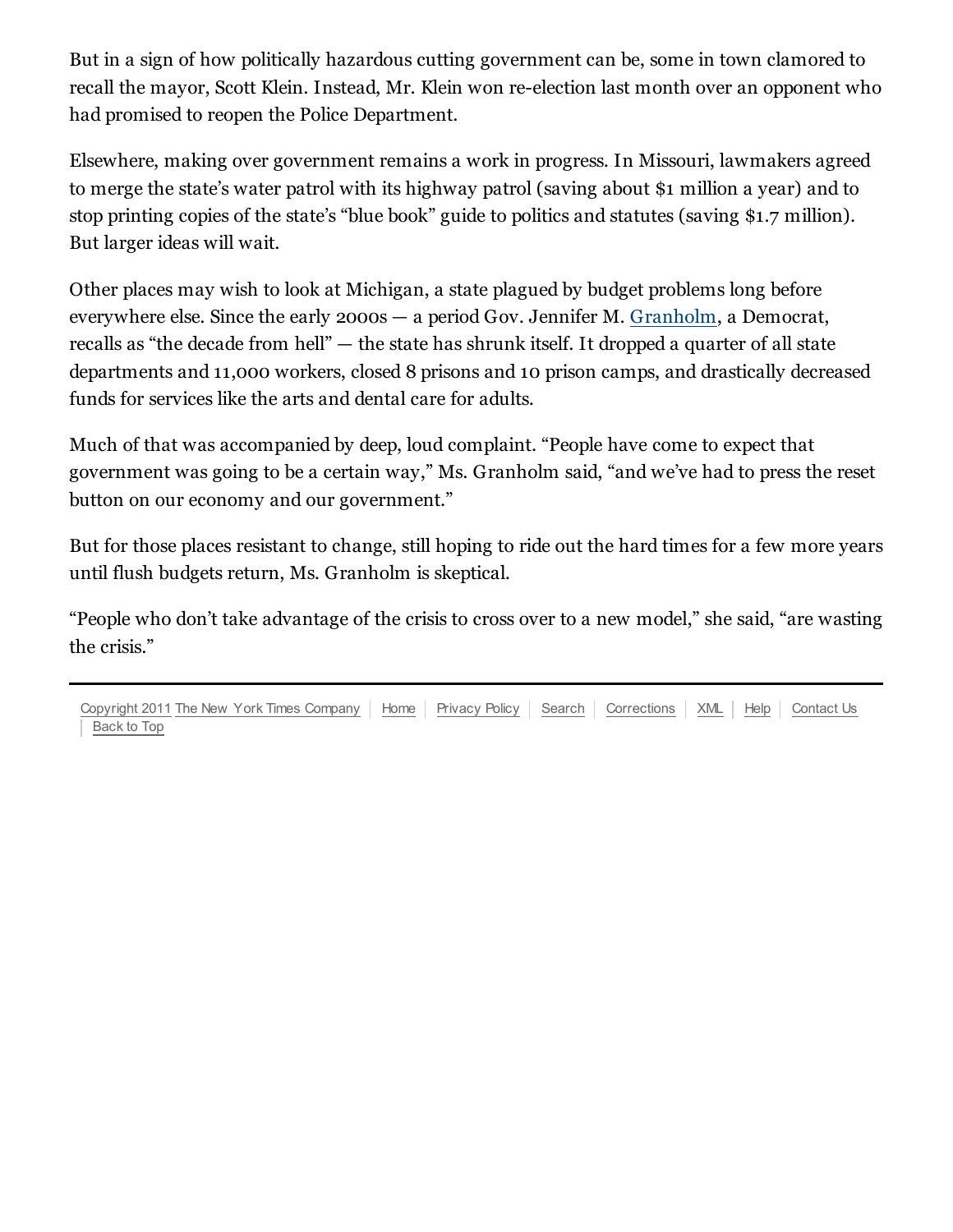But in a sign of how politically hazardous cutting government can be, some in town clamored to recall the mayor, Scott Klein. Instead, Mr. Klein won re-election last month over an opponent who had promised to reopen the Police Department.

Elsewhere, making over government remains a work in progress. In Missouri, lawmakers agreed to merge the state's water patrol with its highway patrol (saving about $1 million a year) and to stop printing copies of the state's "blue book" guide to politics and statutes (saving $1.7 million). But larger ideas will wait.

Other places may wish to look at Michigan, a state plagued by budget problems long before everywhere else. Since the early 2000s — a period Gov. Jennifer M. Granholm, a Democrat, recalls as "the decade from hell" — the state has shrunk itself. It dropped a quarter of all state departments and 11,000 workers, closed 8 prisons and 10 prison camps, and drastically decreased funds for services like the arts and dental care for adults.

Much of that was accompanied by deep, loud complaint. "People have come to expect that government was going to be a certain way," Ms. Granholm said, "and we've had to press the reset button on our economy and our government."

But for those places resistant to change, still hoping to ride out the hard times for a few more years until flush budgets return, Ms. Granholm is skeptical.

"People who don't take advantage of the crisis to cross over to a new model," she said, "are wasting the crisis."

---

Copyright 2011 The New York Times Company | Home | Privacy Policy | Search | Corrections | XML | Help | Contact Us | Back to Top